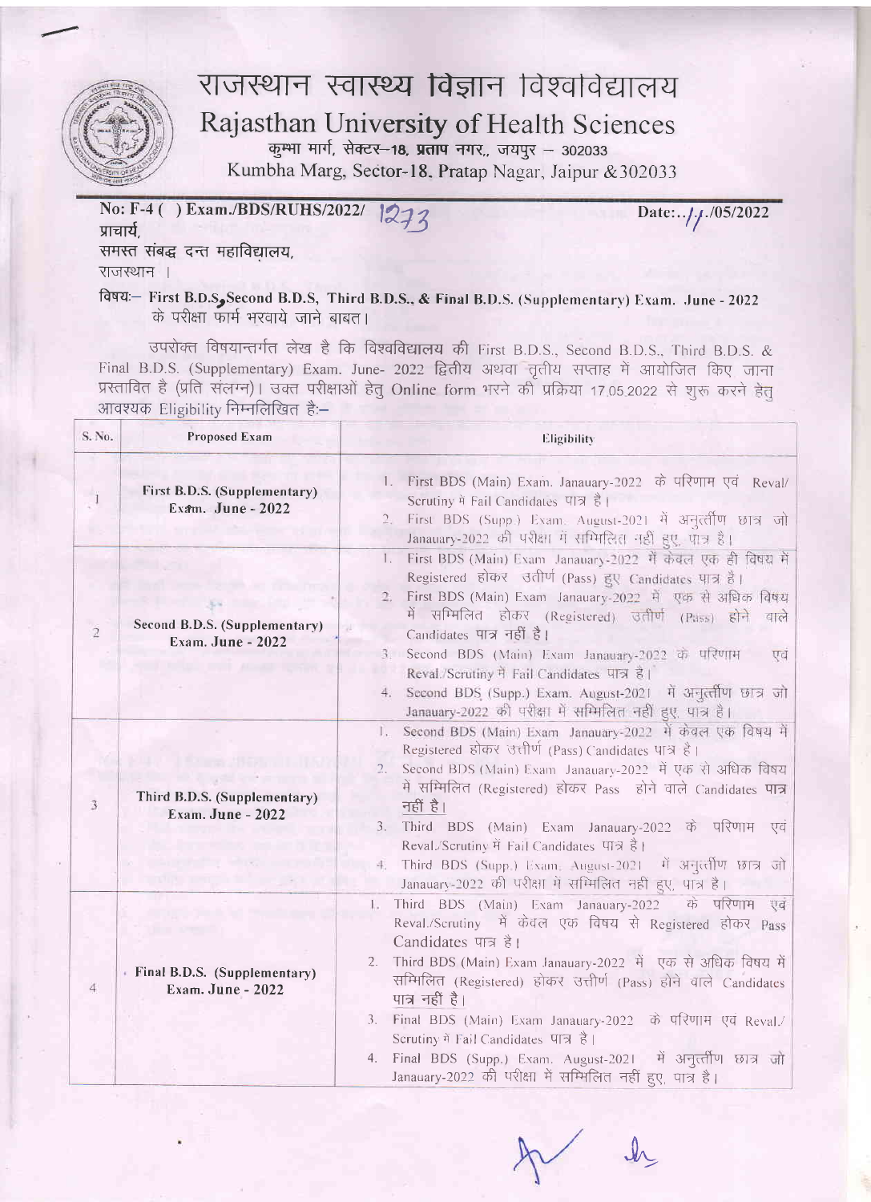# राजस्थान स्वास्थ्य विज्ञान विश्वविद्यालय

## Rajasthan University of Health Sciences

कुम्भा मार्ग, सेक्टर–18, प्रताप नगर,, जयपुर – 302033

Kumbha Marg, Sector-18, Pratap Nagar, Jaipur &302033

No: F-4 ( ) Exam./BDS/RUHS/2022/ 1273 Date:../../05/2022

प्राचार्य,
समस्त संबद्ध दन्त महाविद्यालय,
राजस्थान ।

विषयः– **First B.D.S, Second B.D.S, Third B.D.S., & Final B.D.S. (Supplementary) Exam. June - 2022** के परीक्षा फार्म भरवाये जाने बाबत।

उपरोक्त विषयान्तर्गत लेख है कि विश्वविद्यालय की First B.D.S., Second B.D.S., Third B.D.S. & Final B.D.S. (Supplementary) Exam. June- 2022 द्वितीय अथवा तृतीय सप्ताह में आयोजित किए जाना प्रस्तावित है (प्रति संलग्न)। उक्त परीक्षाओं हेतु Online form भरने की प्रक्रिया 17.05.2022 से शुरू करने हेतु आवश्यक Eligibility निम्नलिखित है:–

| S. No. | Proposed Exam | Eligibility |
|---|---|---|
| 1 | **First B.D.S. (Supplementary) Exam. June - 2022** | 1. First BDS (Main) Exam. Janauary-2022 के परिणाम एवं Reval/ Scrutiny मे Fail Candidates पात्र है। <br> 2. First BDS (Supp.) Exam. August-2021 में अनुत्तीर्ण छात्र जो Janauary-2022 की परीक्षा में सम्मिलित नही हुए, पात्र है। |
| 2 | **Second B.D.S. (Supplementary) Exam. June - 2022** | 1. First BDS (Main) Exam Janauary-2022 में केवल एक ही विषय में Registered होकर उत्तीर्ण (Pass) हुए Candidates पात्र है। <br> 2. First BDS (Main) Exam Janauary-2022 में एक से अधिक विषय में सम्मिलित होकर (Registered) उत्तीर्ण (Pass) होने वाले Candidates पात्र नहीं है। <br> 3. Second BDS (Main) Exam Janauary-2022 के परिणाम एवं Reval./Scrutiny मे Fail Candidates पात्र है। <br> 4. Second BDS (Supp.) Exam. August-2021 में अनुत्तीर्ण छात्र जो Janauary-2022 की परीक्षा में सम्मिलित नहीं हुए, पात्र है। |
| 3 | **Third B.D.S. (Supplementary) Exam. June - 2022** | 1. Second BDS (Main) Exam Janauary-2022 में केवल एक विषय में Registered होकर उत्तीर्ण (Pass) Candidates पात्र है। <br> 2. Second BDS (Main) Exam Janauary-2022 में एक से अधिक विषय में सम्मिलित (Registered) होकर Pass होने वाले Candidates पात्र नहीं है। <br> 3. Third BDS (Main) Exam Janauary-2022 के परिणाम एवं Reval./Scrutiny में Fail Candidates पात्र है। <br> 4. Third BDS (Supp.) Exam. August-2021 में अनुत्तीर्ण छात्र जो Janauary-2022 की परीक्षा मे सम्मिलित नही हुए, पात्र है। |
| 4 | **Final B.D.S. (Supplementary) Exam. June - 2022** | 1. Third BDS (Main) Exam Janauary-2022 के परिणाम एवं Reval./Scrutiny में केवल एक विषय से Registered होकर Pass Candidates पात्र है। <br> 2. Third BDS (Main) Exam Janauary-2022 में एक से अधिक विषय में सम्मिलित (Registered) होकर उत्तीर्ण (Pass) होने वाले Candidates पात्र नहीं है। <br> 3. Final BDS (Main) Exam Janauary-2022 के परिणाम एवं Reval./ Scrutiny मे Fail Candidates पात्र है। <br> 4. Final BDS (Supp.) Exam. August-2021 में अनुत्तीर्ण छात्र जो Janauary-2022 की परीक्षा में सम्मिलित नहीं हुए, पात्र है। |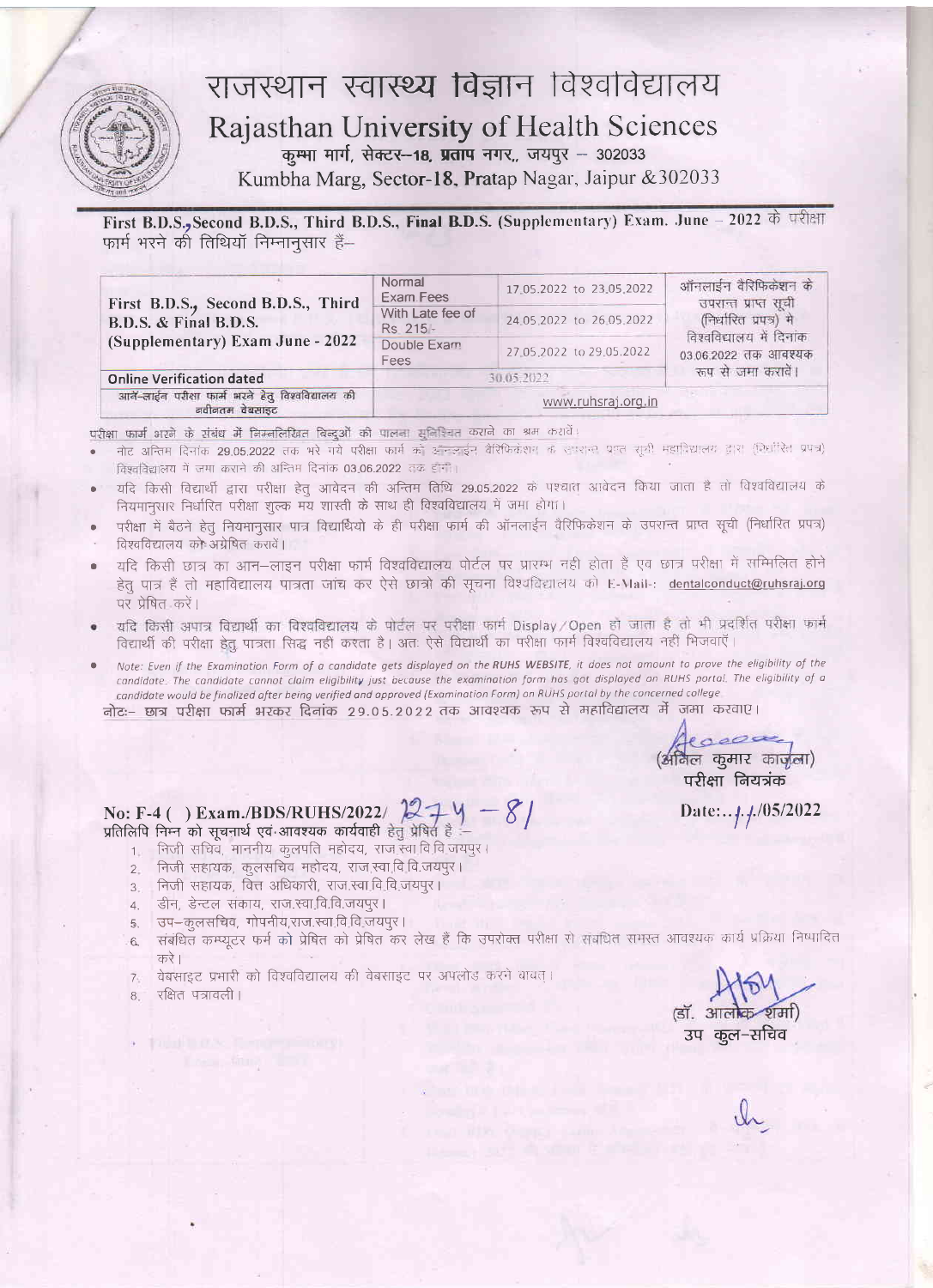# राजस्थान स्वास्थ्य विज्ञान विश्वविद्यालय

## Rajasthan University of Health Sciences

कुम्भा मार्ग, सेक्टर–18, प्रताप नगर,, जयपुर – 302033

Kumbha Marg, Sector-18, Pratap Nagar, Jaipur &302033

**First B.D.S., Second B.D.S., Third B.D.S., Final B.D.S. (Supplementary) Exam. June – 2022** के परीक्षा फार्म भरने की तिथियाँ निम्नानुसार हैं–

| | | | |
|---|---|---|---|
| **First B.D.S., Second B.D.S., Third B.D.S. & Final B.D.S. (Supplementary) Exam June - 2022** | Normal Exam Fees | 17.05.2022 to 23.05.2022 | ऑनलाईन वैरिफिकेशन के उपरान्त प्राप्त सूची (निर्धारित प्रपत्र) मे विश्वविद्यालय में दिनांक 03.06.2022 तक आवश्यक रूप से जमा करावें। |
| | With Late fee of Rs 215/- | 24.05.2022 to 26.05.2022 | |
| | Double Exam Fees | 27.05.2022 to 29.05.2022 | |
| **Online Verification dated** | | 30.05.2022 | |
| आनॅ–लाईन परीक्षा फार्म भरने हेतु विश्वविद्यालय की नवीनतम वेबसाइट | | www.ruhsraj.org.in | |

परीक्षा फार्म भरने के संबंध में निम्नलिखित बिन्दुओं की पालना सुनिश्चित कराने का श्रम करावें।

- नोट अन्तिम दिनांक 29.05.2022 तक भरे गये परीक्षा फार्म को ऑनलाईन वैरिफिकेशन के उपरान्त प्राप्त सूची महाविद्यालय द्वारा (निर्धारित प्रपत्र) विश्वविद्यालय में जमा कराने की अन्तिम दिनांक 03.06.2022 तक होगी।
- यदि किसी विद्यार्थी द्वारा परीक्षा हेतु आवेदन की अन्तिम तिथि 29.05.2022 के पश्चात आवेदन किया जाता है तो विश्वविद्यालय के नियमानुसार निर्धारित परीक्षा शुल्क मय शास्ती के साथ ही विश्वविद्यालय में जमा होगा।
- परीक्षा में बैठने हेतु नियमानुसार पात्र विद्यार्थियो के ही परीक्षा फार्म की ऑनलाईन वैरिफिकेशन के उपरान्त प्राप्त सूची (निर्धारित प्रपत्र) विश्वविद्यालय को अग्रेषित करावें।
- यदि किसी छात्र का आन–लाइन परीक्षा फार्म विश्वविद्यालय पोर्टल पर प्रारम्भ नही होता है एवं छात्र परीक्षा में सम्मिलित होने हेतु पात्र है तो महाविद्यालय पात्रता जांच कर ऐसे छात्रो की सूचना विश्वविद्यालय को E-Mail-: dentalconduct@ruhsraj.org पर प्रेषित करें।
- यदि किसी अपात्र विद्यार्थी का विश्वविद्यालय के पोर्टल पर परीक्षा फार्म Display/Open हो जाता है तो भी प्रदर्शित परीक्षा फार्म विद्यार्थी की परीक्षा हेतु पात्रता सिद्व नही करता है। अतः ऐसे विद्यार्थी का परीक्षा फार्म विश्वविद्यालय नहीं भिजवाएँ।
- *Note: Even if the Examination Form of a candidate gets displayed on the* ***RUHS WEBSITE****, it does not amount to prove the eligibility of the candidate. The candidate cannot claim eligibility just because the examination form has got displayed on RUHS portal. The eligibility of a candidate would be finalized after being verified and approved (Examination Form) on RUHS portal by the concerned college.*

नोटः– छात्र परीक्षा फार्म भरकर दिनांक 29.05.2022 तक आवश्यक रूप से महाविद्यालय में जमा करवाए।

(अनिल कुमार काजला)
परीक्षा नियंत्रक

No: F-4 ( ) Exam./BDS/RUHS/2022/ 1274 – 81

Date:...1.1./05/2022

प्रतिलिपि निम्न को सूचनार्थ एवं आवश्यक कार्यवाही हेतु प्रेषित है :–

1. निजी सचिव, माननीय कुलपति महोदय, राज.स्वा.वि.वि.जयपुर।
2. निजी सहायक, कुलसचिव महोदय, राज.स्वा.वि.वि.जयपुर।
3. निजी सहायक, वित्त अधिकारी, राज.स्वा.वि.वि.जयपुर।
4. डीन, डेन्टल संकाय, राज.स्वा.वि.वि.जयपुर।
5. उप–कुलसचिव, गोपनीय,राज.स्वा.वि.वि.जयपुर।
6. संबंधित कम्प्यूटर फर्म को प्रेषित को प्रेषित कर लेख हैं कि उपरोक्त परीक्षा से संबधित समस्त आवश्यक कार्य प्रक्रिया निष्पादित करें।
7. वेबसाइट प्रभारी को विश्वविद्यालय की वेबसाइट पर अपलोड करने बाबत्।
8. रक्षित पत्रावली।

(डॉ. आलोक शर्मा)
उप कुल–सचिव